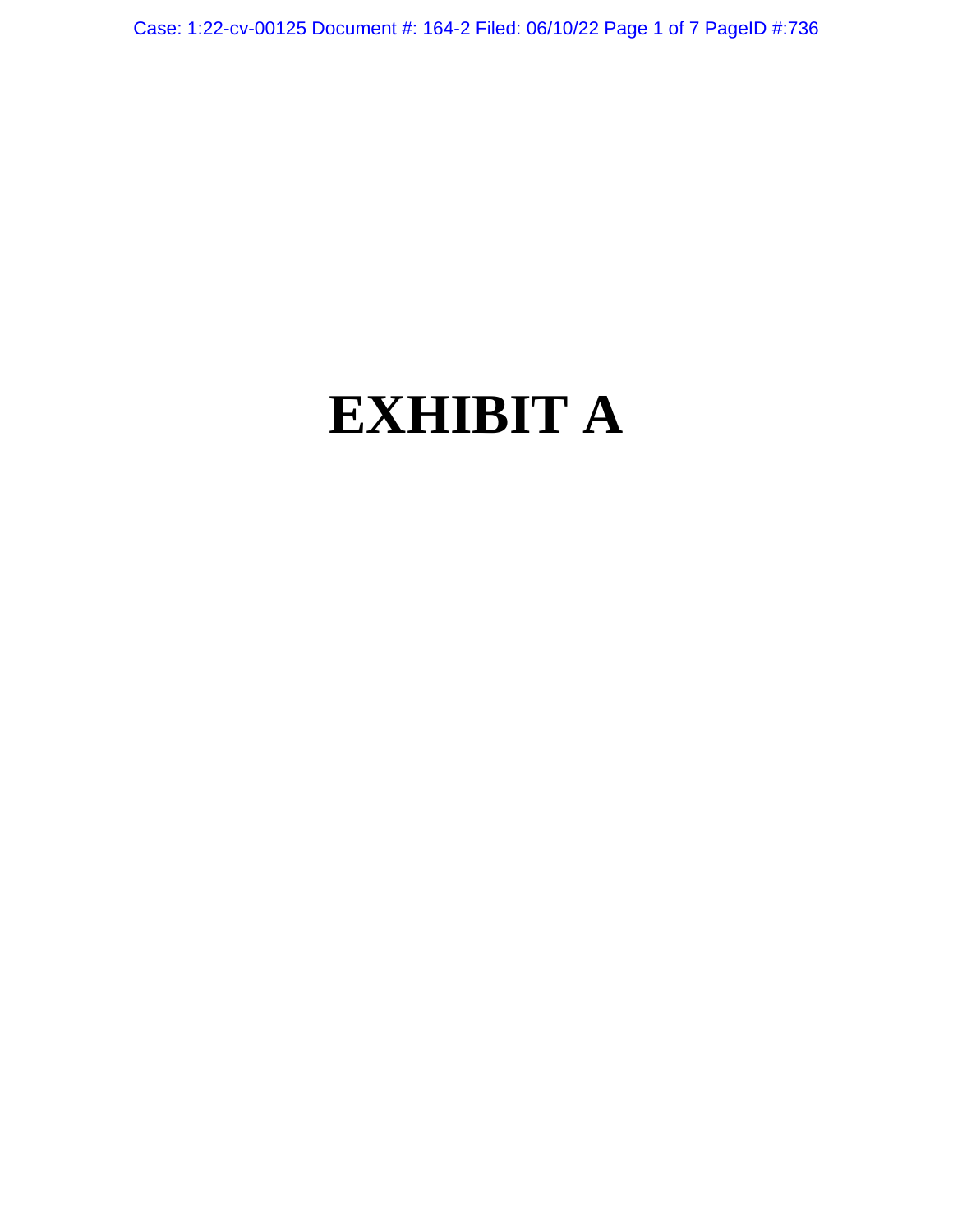# EXHIBIT A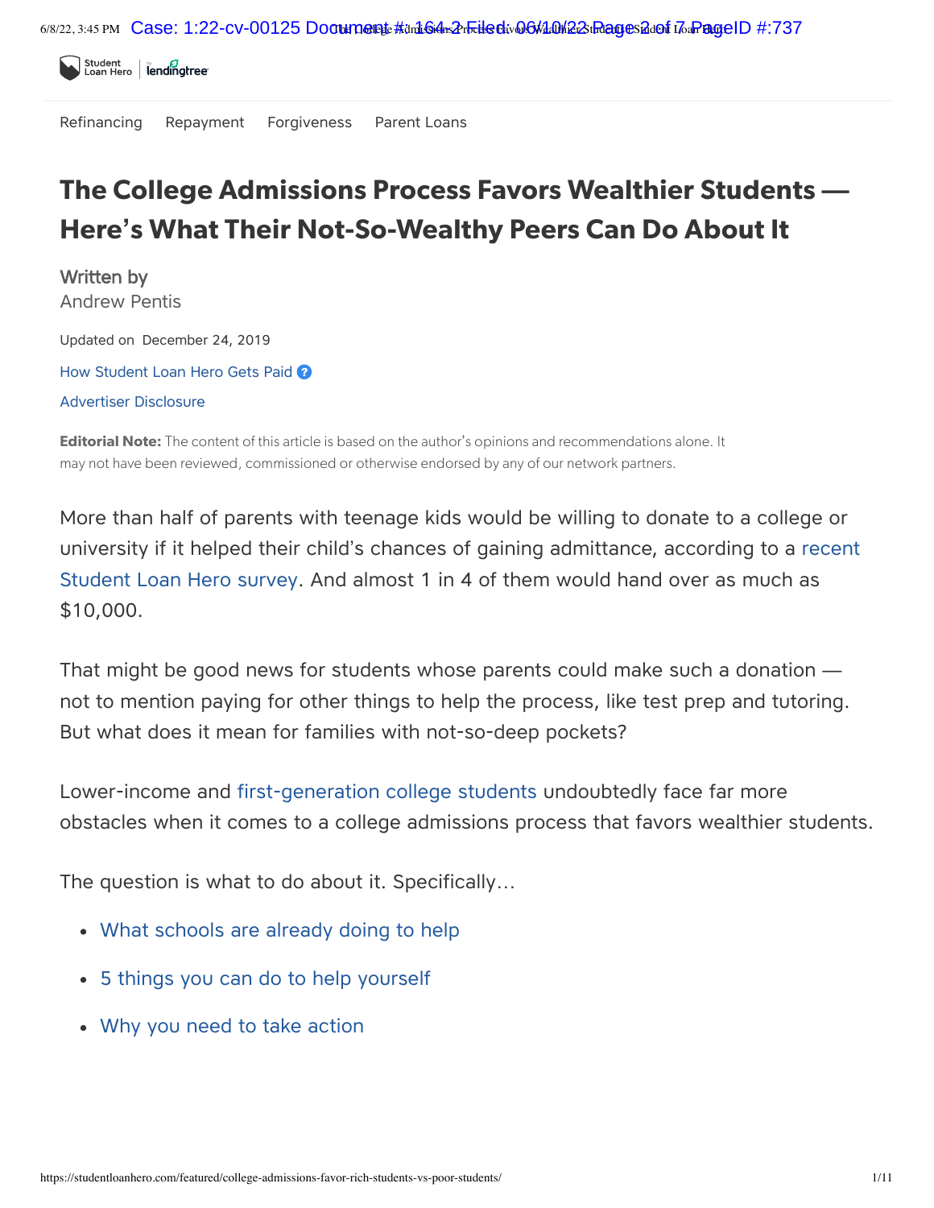Refinancing Repayment Forgiveness Parent Loans

# The College Admissions Process Favors Wealthier Students — Here's What Their Not-So-Wealthy Peers Can Do About It

Written by
Andrew Pentis

Updated on December 24, 2019

How Student Loan Hero Gets Paid

Advertiser Disclosure

**Editorial Note:** The content of this article is based on the author's opinions and recommendations alone. It may not have been reviewed, commissioned or otherwise endorsed by any of our network partners.

More than half of parents with teenage kids would be willing to donate to a college or university if it helped their child's chances of gaining admittance, according to a recent Student Loan Hero survey. And almost 1 in 4 of them would hand over as much as $10,000.

That might be good news for students whose parents could make such a donation — not to mention paying for other things to help the process, like test prep and tutoring. But what does it mean for families with not-so-deep pockets?

Lower-income and first-generation college students undoubtedly face far more obstacles when it comes to a college admissions process that favors wealthier students.

The question is what to do about it. Specifically…

- What schools are already doing to help
- 5 things you can do to help yourself
- Why you need to take action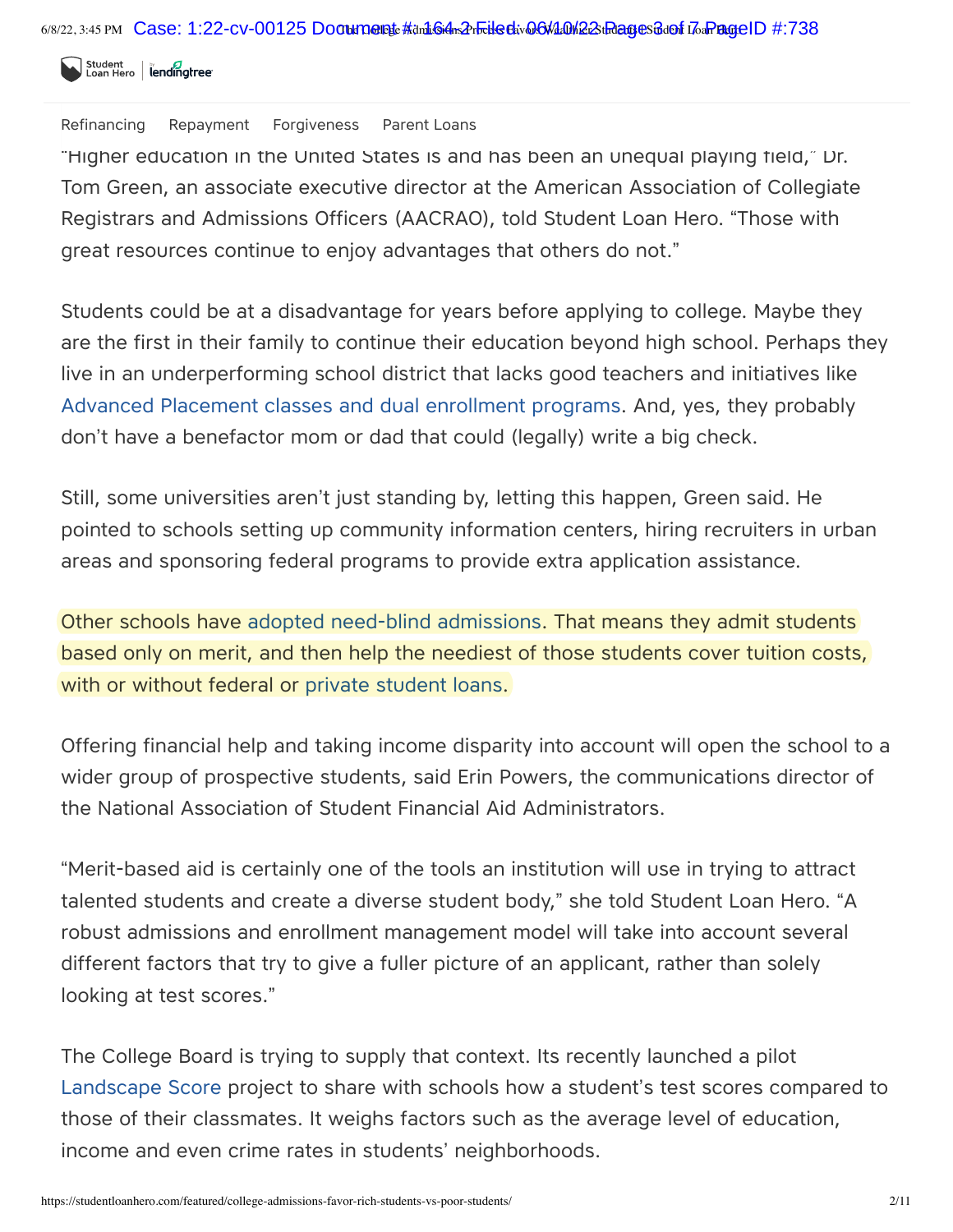"Higher education in the United States is and has been an unequal playing field," Dr. Tom Green, an associate executive director at the American Association of Collegiate Registrars and Admissions Officers (AACRAO), told Student Loan Hero. "Those with great resources continue to enjoy advantages that others do not."

Students could be at a disadvantage for years before applying to college. Maybe they are the first in their family to continue their education beyond high school. Perhaps they live in an underperforming school district that lacks good teachers and initiatives like Advanced Placement classes and dual enrollment programs. And, yes, they probably don't have a benefactor mom or dad that could (legally) write a big check.

Still, some universities aren't just standing by, letting this happen, Green said. He pointed to schools setting up community information centers, hiring recruiters in urban areas and sponsoring federal programs to provide extra application assistance.

Other schools have adopted need-blind admissions. That means they admit students based only on merit, and then help the neediest of those students cover tuition costs, with or without federal or private student loans.

Offering financial help and taking income disparity into account will open the school to a wider group of prospective students, said Erin Powers, the communications director of the National Association of Student Financial Aid Administrators.

"Merit-based aid is certainly one of the tools an institution will use in trying to attract talented students and create a diverse student body," she told Student Loan Hero. "A robust admissions and enrollment management model will take into account several different factors that try to give a fuller picture of an applicant, rather than solely looking at test scores."

The College Board is trying to supply that context. Its recently launched a pilot Landscape Score project to share with schools how a student's test scores compared to those of their classmates. It weighs factors such as the average level of education, income and even crime rates in students' neighborhoods.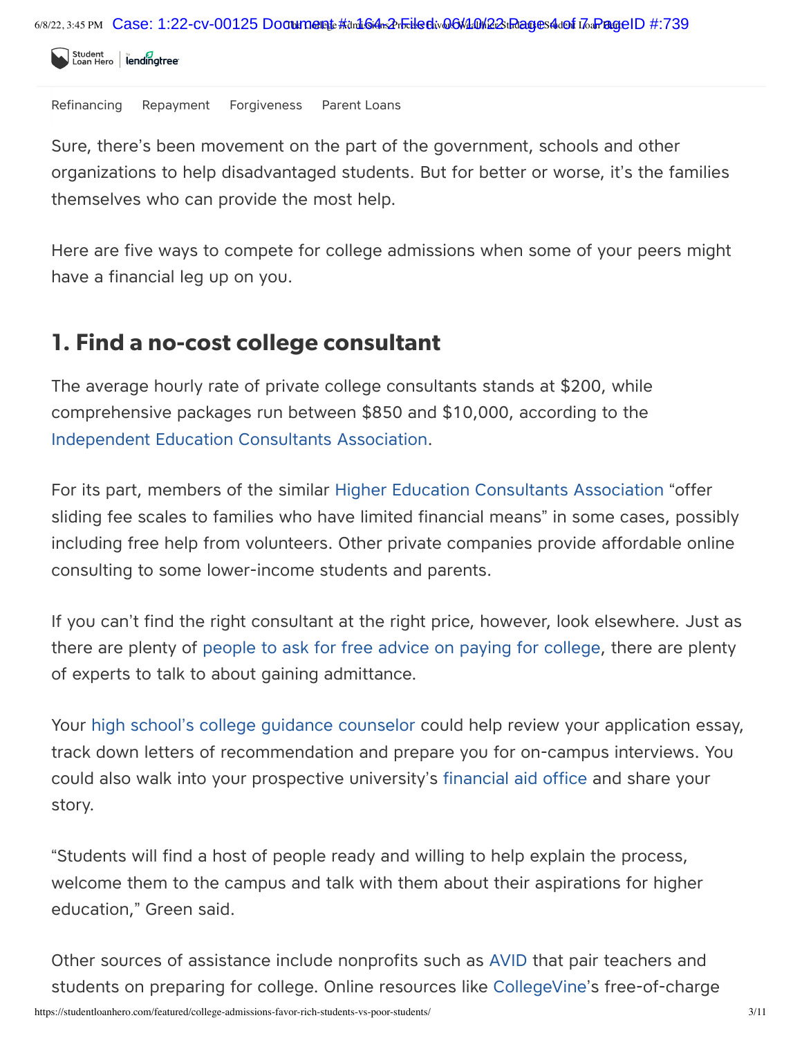Sure, there's been movement on the part of the government, schools and other organizations to help disadvantaged students. But for better or worse, it's the families themselves who can provide the most help.

Here are five ways to compete for college admissions when some of your peers might have a financial leg up on you.

## 1. Find a no-cost college consultant

The average hourly rate of private college consultants stands at $200, while comprehensive packages run between $850 and $10,000, according to the Independent Education Consultants Association.

For its part, members of the similar Higher Education Consultants Association "offer sliding fee scales to families who have limited financial means" in some cases, possibly including free help from volunteers. Other private companies provide affordable online consulting to some lower-income students and parents.

If you can't find the right consultant at the right price, however, look elsewhere. Just as there are plenty of people to ask for free advice on paying for college, there are plenty of experts to talk to about gaining admittance.

Your high school's college guidance counselor could help review your application essay, track down letters of recommendation and prepare you for on-campus interviews. You could also walk into your prospective university's financial aid office and share your story.

"Students will find a host of people ready and willing to help explain the process, welcome them to the campus and talk with them about their aspirations for higher education," Green said.

Other sources of assistance include nonprofits such as AVID that pair teachers and students on preparing for college. Online resources like CollegeVine's free-of-charge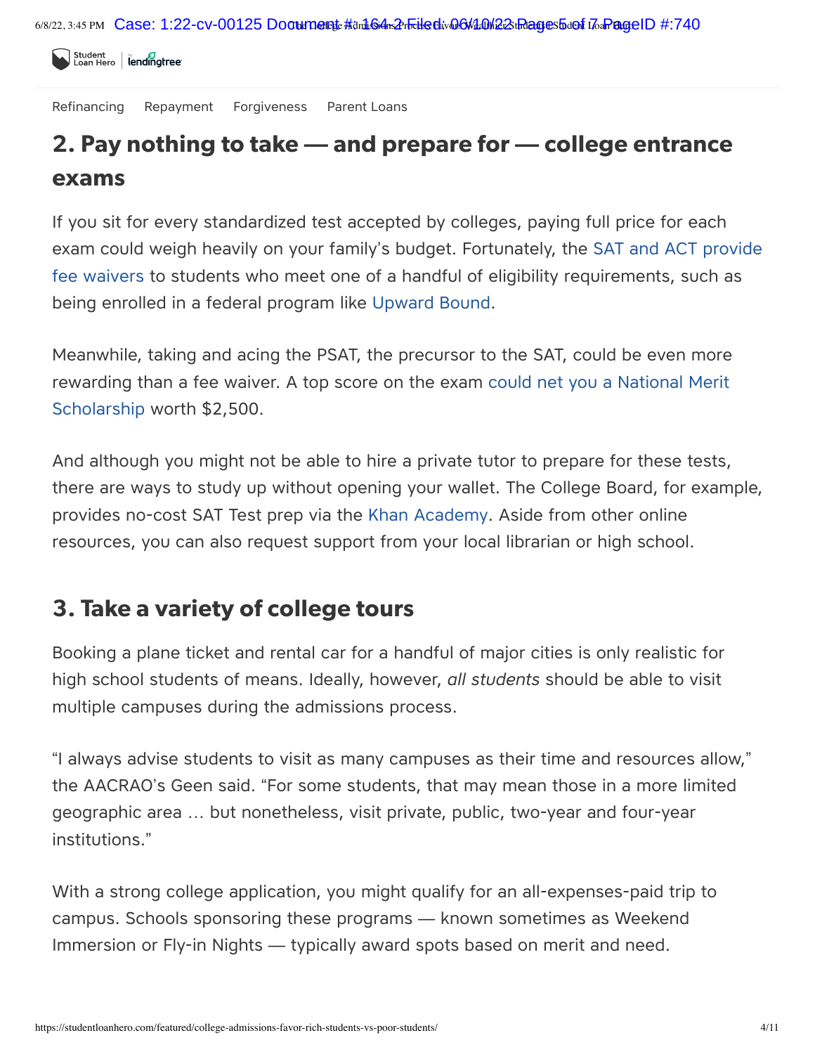## 2. Pay nothing to take — and prepare for — college entrance exams

If you sit for every standardized test accepted by colleges, paying full price for each exam could weigh heavily on your family's budget. Fortunately, the SAT and ACT provide fee waivers to students who meet one of a handful of eligibility requirements, such as being enrolled in a federal program like Upward Bound.

Meanwhile, taking and acing the PSAT, the precursor to the SAT, could be even more rewarding than a fee waiver. A top score on the exam could net you a National Merit Scholarship worth $2,500.

And although you might not be able to hire a private tutor to prepare for these tests, there are ways to study up without opening your wallet. The College Board, for example, provides no-cost SAT Test prep via the Khan Academy. Aside from other online resources, you can also request support from your local librarian or high school.

## 3. Take a variety of college tours

Booking a plane ticket and rental car for a handful of major cities is only realistic for high school students of means. Ideally, however, *all students* should be able to visit multiple campuses during the admissions process.

"I always advise students to visit as many campuses as their time and resources allow," the AACRAO's Geen said. "For some students, that may mean those in a more limited geographic area … but nonetheless, visit private, public, two-year and four-year institutions."

With a strong college application, you might qualify for an all-expenses-paid trip to campus. Schools sponsoring these programs — known sometimes as Weekend Immersion or Fly-in Nights — typically award spots based on merit and need.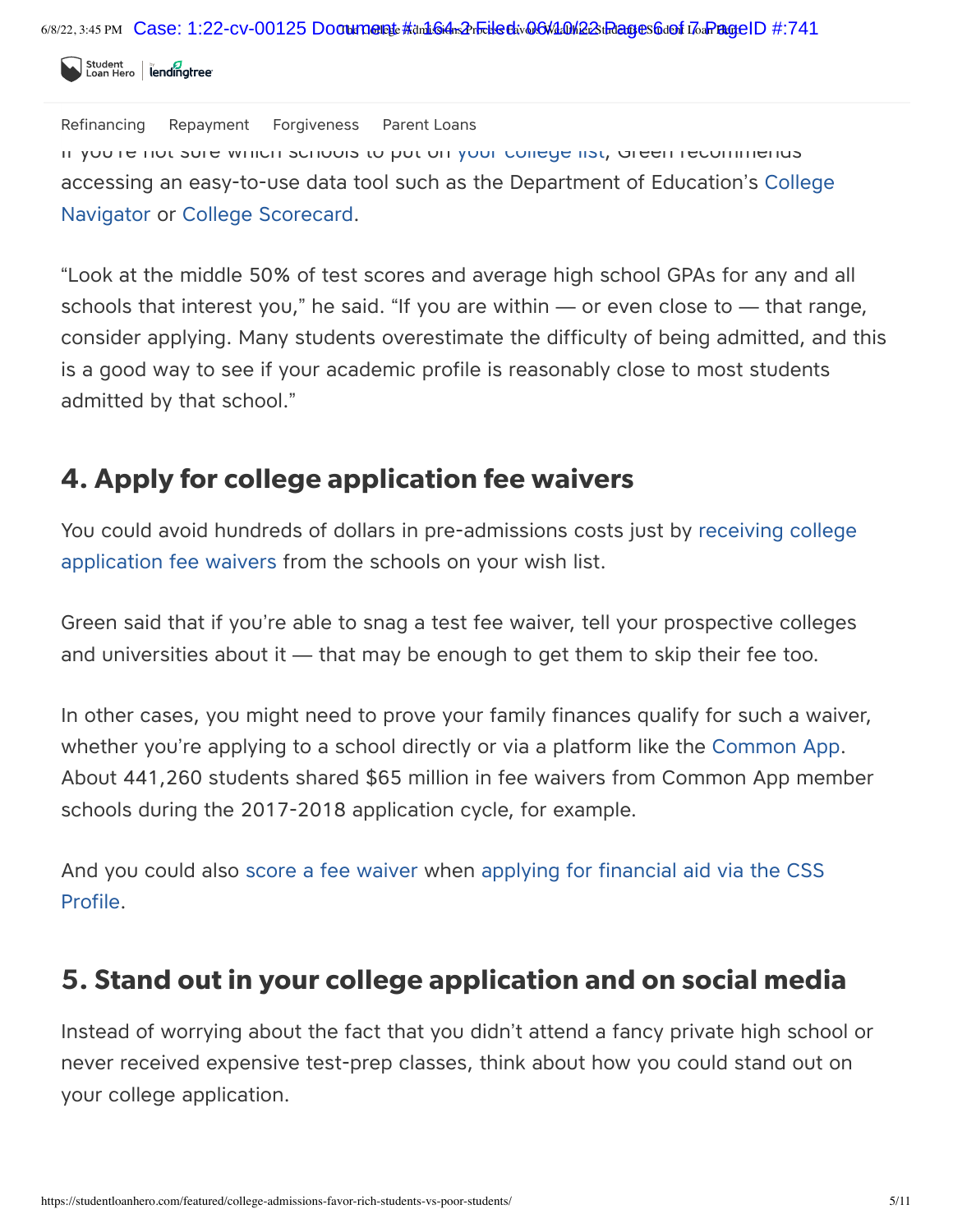If you're not sure which schools to put on your college list, Green recommends accessing an easy-to-use data tool such as the Department of Education's College Navigator or College Scorecard.

"Look at the middle 50% of test scores and average high school GPAs for any and all schools that interest you," he said. "If you are within — or even close to — that range, consider applying. Many students overestimate the difficulty of being admitted, and this is a good way to see if your academic profile is reasonably close to most students admitted by that school."

## 4. Apply for college application fee waivers

You could avoid hundreds of dollars in pre-admissions costs just by receiving college application fee waivers from the schools on your wish list.

Green said that if you're able to snag a test fee waiver, tell your prospective colleges and universities about it — that may be enough to get them to skip their fee too.

In other cases, you might need to prove your family finances qualify for such a waiver, whether you're applying to a school directly or via a platform like the Common App. About 441,260 students shared $65 million in fee waivers from Common App member schools during the 2017-2018 application cycle, for example.

And you could also score a fee waiver when applying for financial aid via the CSS Profile.

## 5. Stand out in your college application and on social media

Instead of worrying about the fact that you didn't attend a fancy private high school or never received expensive test-prep classes, think about how you could stand out on your college application.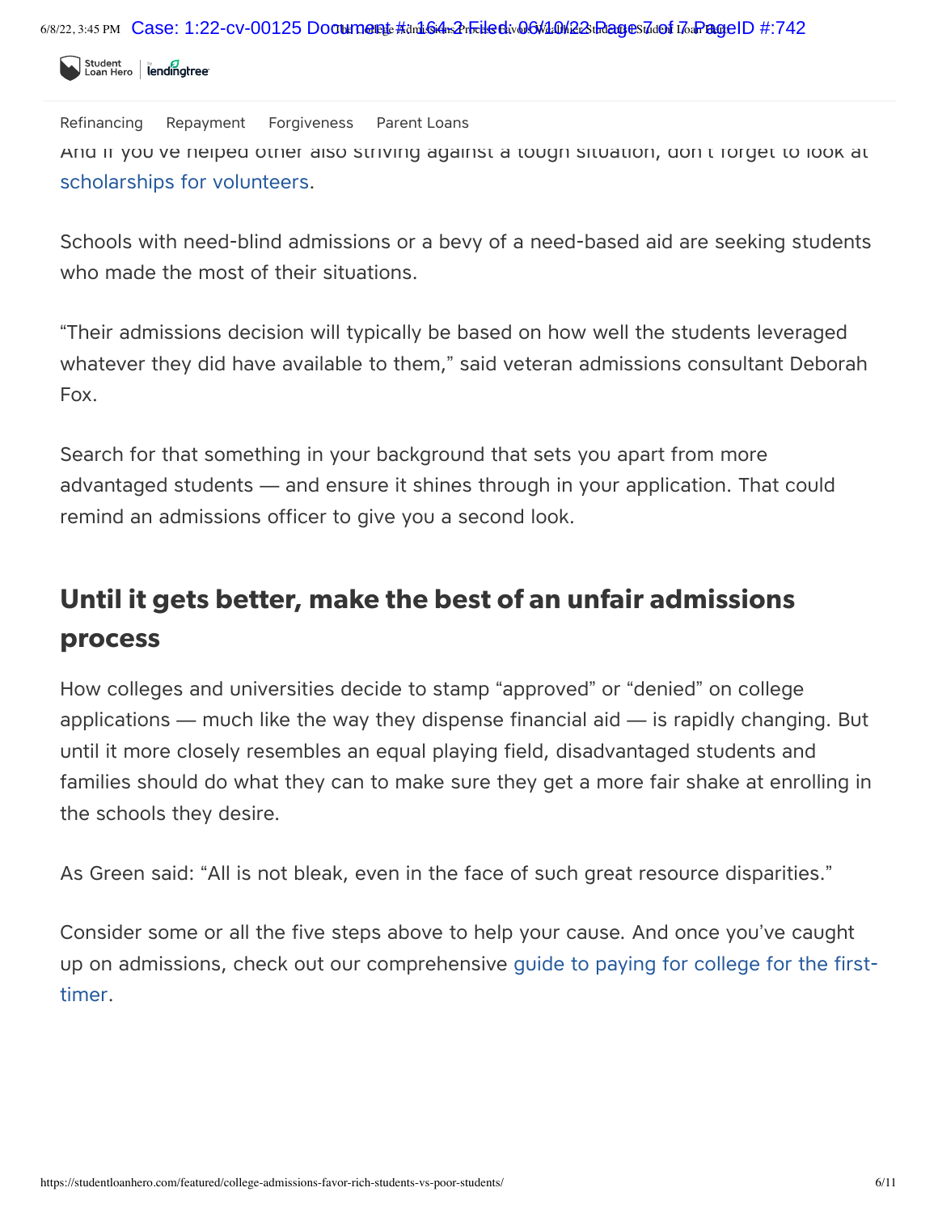Refinancing Repayment Forgiveness Parent Loans

And if you've helped other also striving against a tough situation, don't forget to look at scholarships for volunteers.

Schools with need-blind admissions or a bevy of a need-based aid are seeking students who made the most of their situations.

"Their admissions decision will typically be based on how well the students leveraged whatever they did have available to them," said veteran admissions consultant Deborah Fox.

Search for that something in your background that sets you apart from more advantaged students — and ensure it shines through in your application. That could remind an admissions officer to give you a second look.

## Until it gets better, make the best of an unfair admissions process

How colleges and universities decide to stamp "approved" or "denied" on college applications — much like the way they dispense financial aid — is rapidly changing. But until it more closely resembles an equal playing field, disadvantaged students and families should do what they can to make sure they get a more fair shake at enrolling in the schools they desire.

As Green said: "All is not bleak, even in the face of such great resource disparities."

Consider some or all the five steps above to help your cause. And once you've caught up on admissions, check out our comprehensive guide to paying for college for the first-timer.